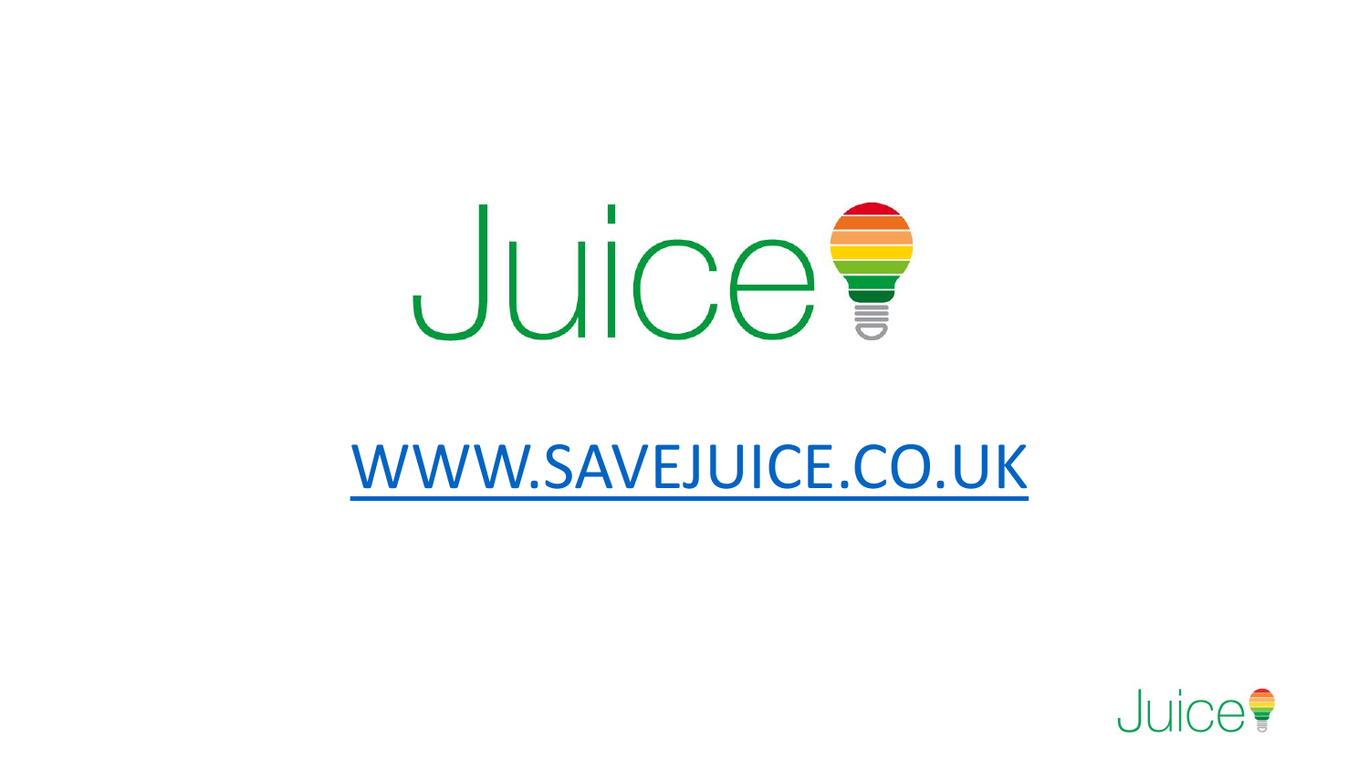# Juice

[WWW.SAVEJUICE.CO.UK](http://WWW.SAVEJUICE.CO.UK)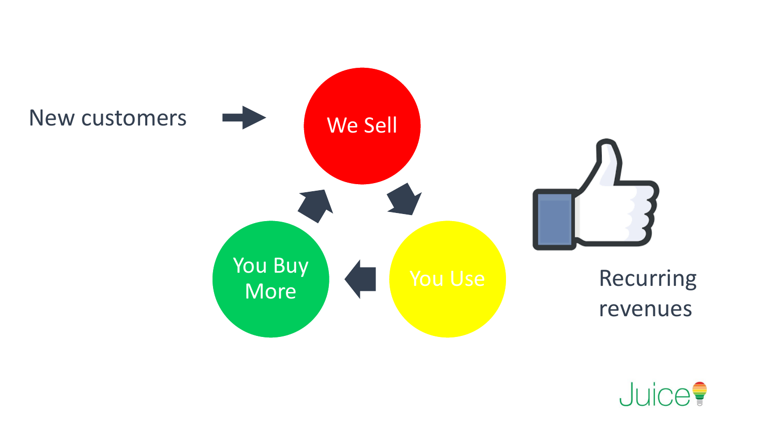New customers

We Sell

You Use

You Buy More

Recurring revenues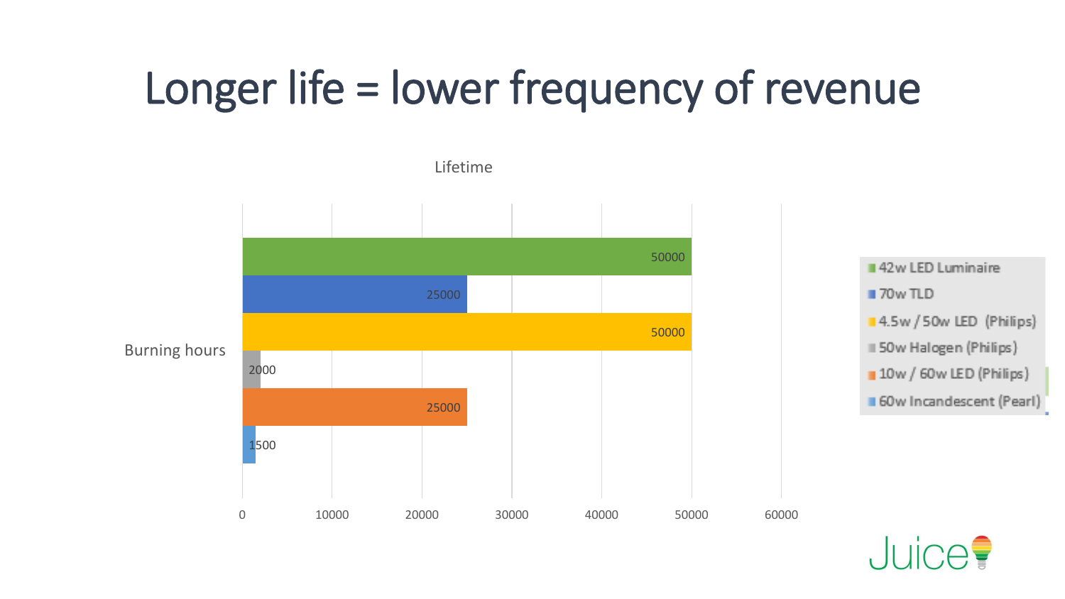# Longer life = lower frequency of revenue

Lifetime

| Burning hours | Lifetime |
|---|---|
| 42w LED Luminaire | 50000 |
| 70w TLD | 25000 |
| 4.5w / 50w LED (Philips) | 50000 |
| 50w Halogen (Philips) | 2000 |
| 10w / 60w LED (Philips) | 25000 |
| 60w Incandescent (Pearl) | 1500 |

Juice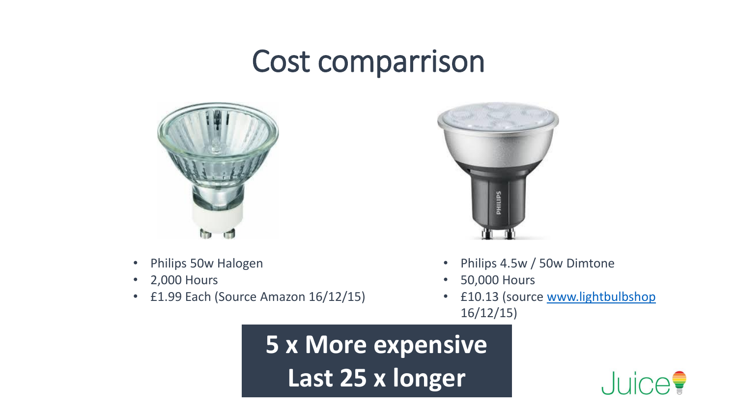# Cost comparrison

- Philips 50w Halogen
- 2,000 Hours
- £1.99 Each (Source Amazon 16/12/15)

- Philips 4.5w / 50w Dimtone
- 50,000 Hours
- £10.13 (source www.lightbulbshop 16/12/15)

**5 x More expensive**

**Last 25 x longer**

Juice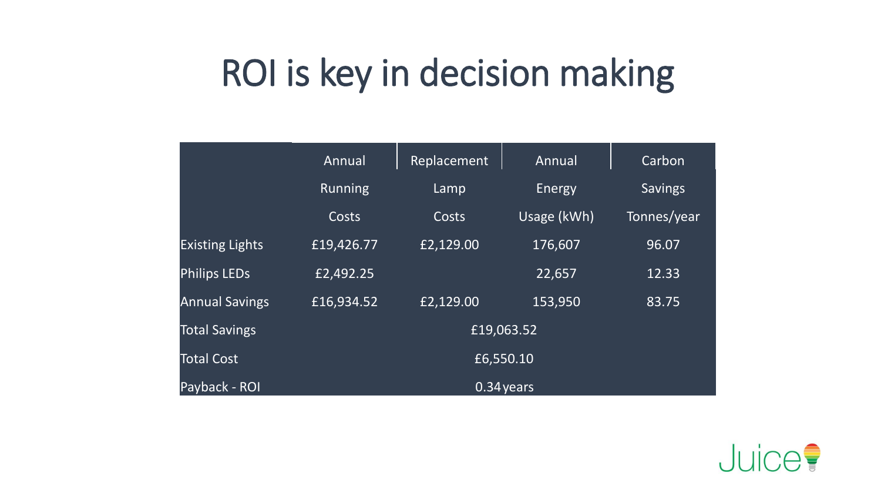# ROI is key in decision making

| | Annual Running Costs | Replacement Lamp Costs | Annual Energy Usage (kWh) | Carbon Savings Tonnes/year |
|---|---|---|---|---|
| Existing Lights | £19,426.77 | £2,129.00 | 176,607 | 96.07 |
| Philips LEDs | £2,492.25 | | 22,657 | 12.33 |
| Annual Savings | £16,934.52 | £2,129.00 | 153,950 | 83.75 |
| Total Savings | £19,063.52 | | | |
| Total Cost | £6,550.10 | | | |
| Payback - ROI | 0.34 years | | | |

Juice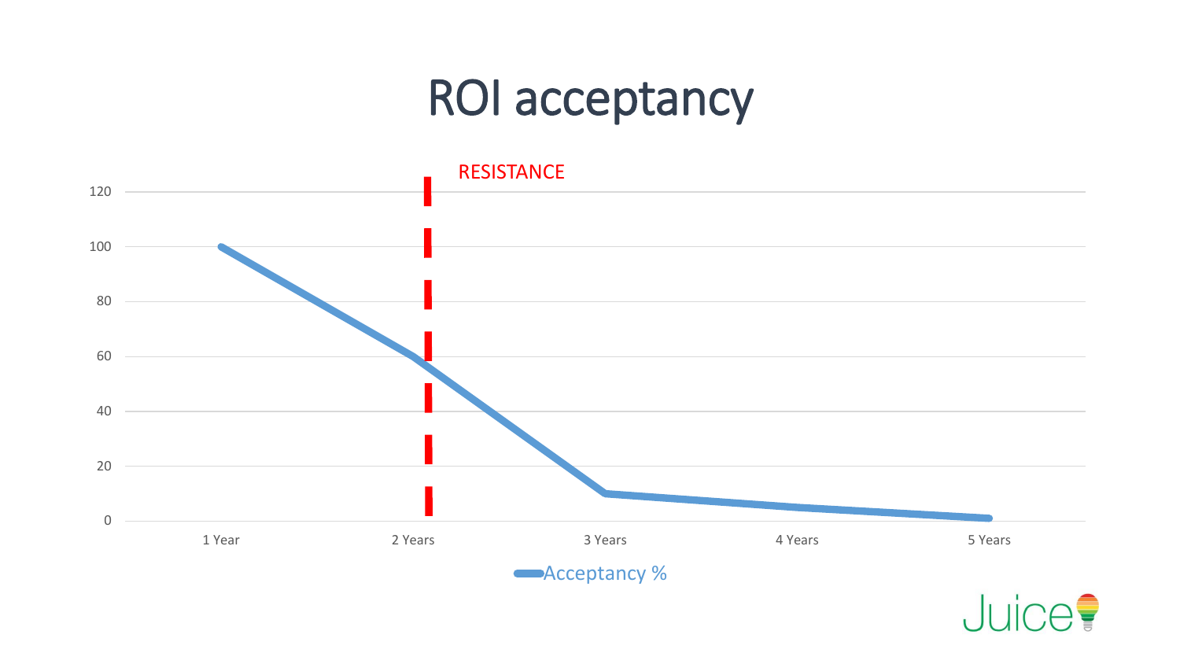# ROI acceptancy

RESISTANCE

| | Acceptancy % |
|---|---|
| 1 Year | 100 |
| 2 Years | 60 |
| 3 Years | 10 |
| 4 Years | 5 |
| 5 Years | 1 |

Juice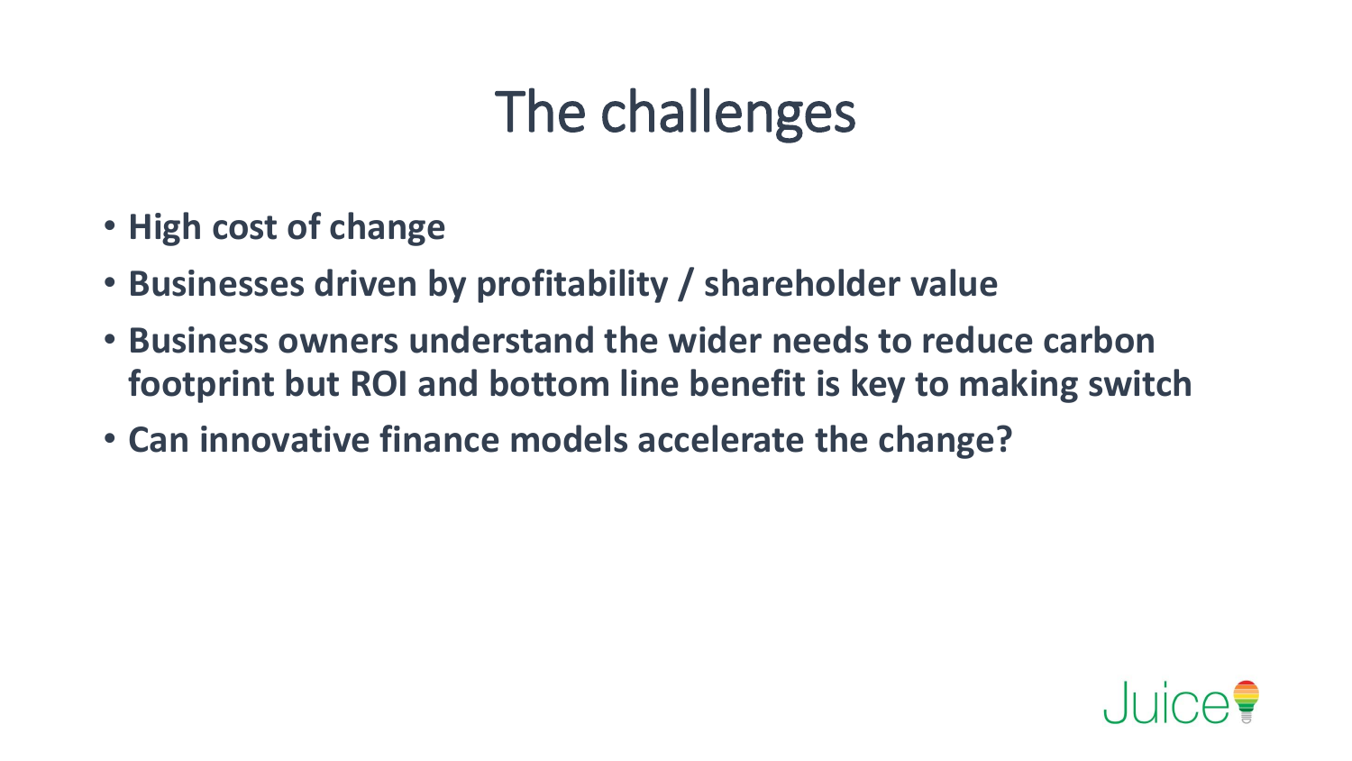# The challenges

- **High cost of change**
- **Businesses driven by profitability / shareholder value**
- **Business owners understand the wider needs to reduce carbon footprint but ROI and bottom line benefit is key to making switch**
- **Can innovative finance models accelerate the change?**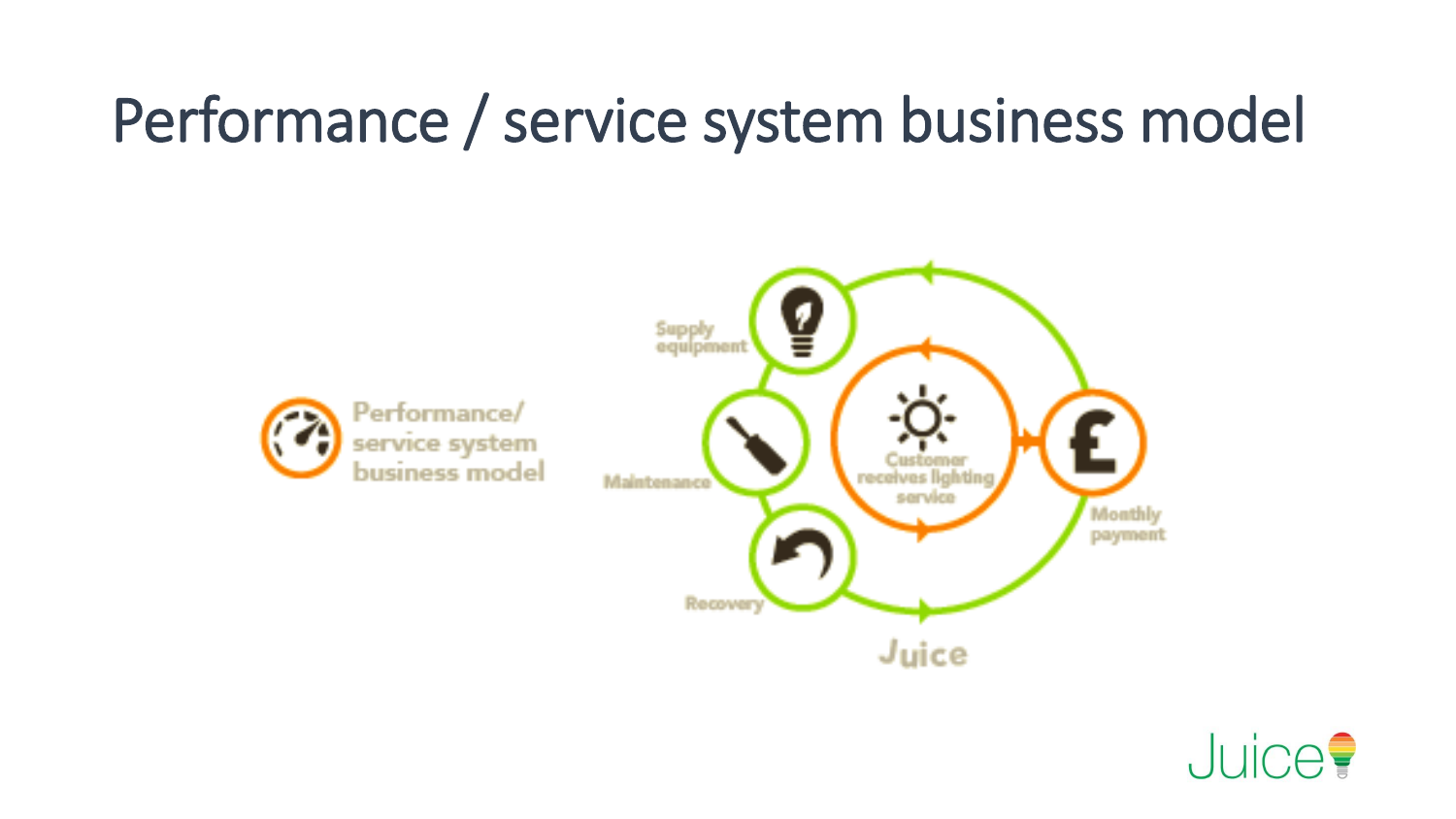# Performance / service system business model

Performance/ service system business model

Supply equipment

Maintenance

Recovery

Customer receives lighting service

Monthly payment

Juice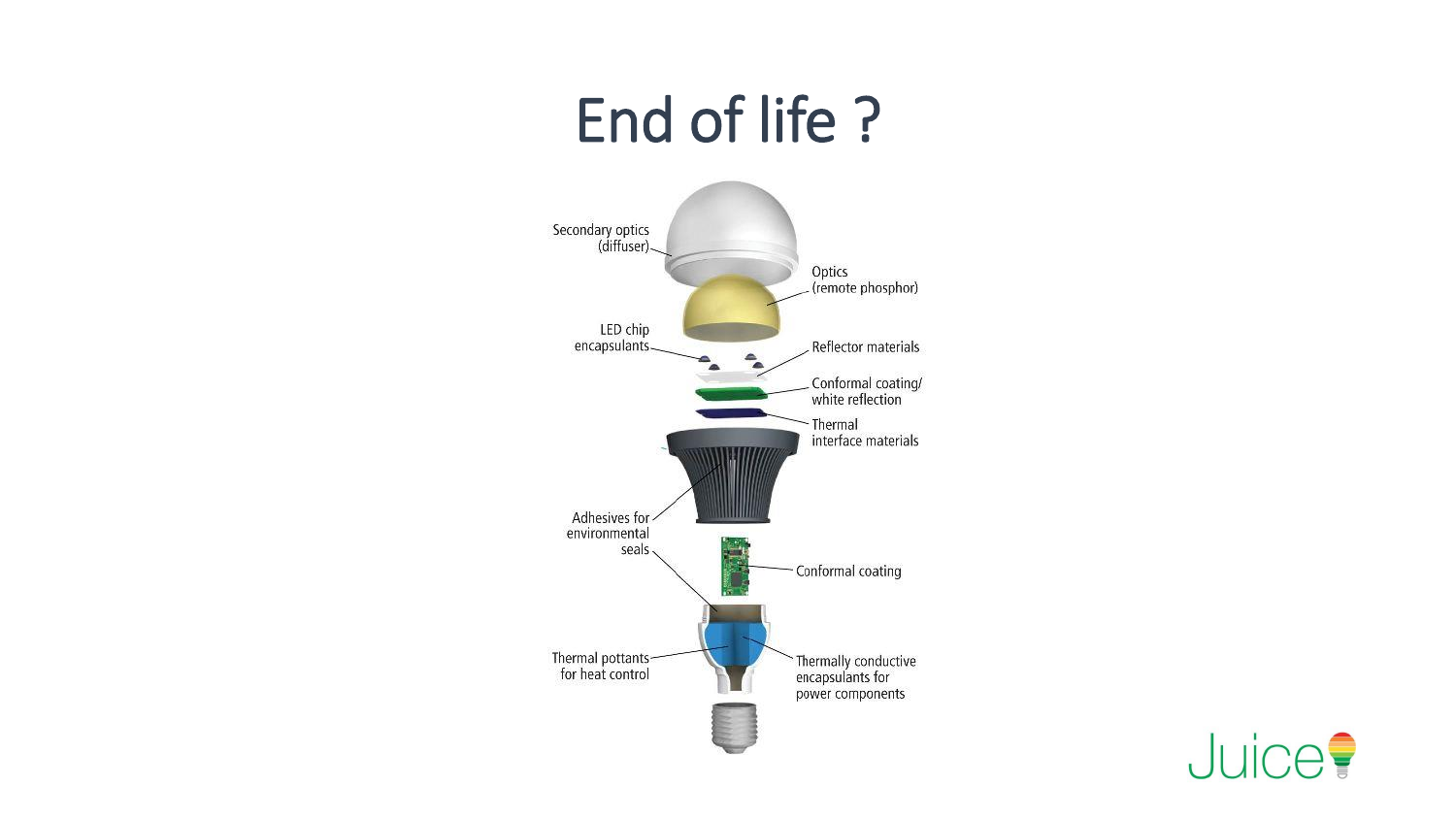# End of life ?

Secondary optics (diffuser)

Optics (remote phosphor)

LED chip encapsulants

Reflector materials

Conformal coating/ white reflection

Thermal interface materials

Adhesives for environmental seals

Conformal coating

Thermal pottants for heat control

Thermally conductive encapsulants for power components

Juice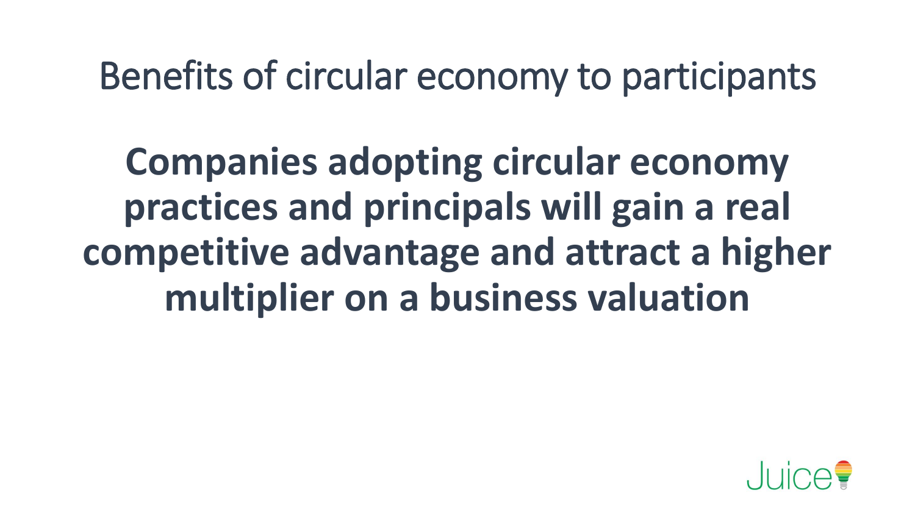# Benefits of circular economy to participants

**Companies adopting circular economy practices and principals will gain a real competitive advantage and attract a higher multiplier on a business valuation**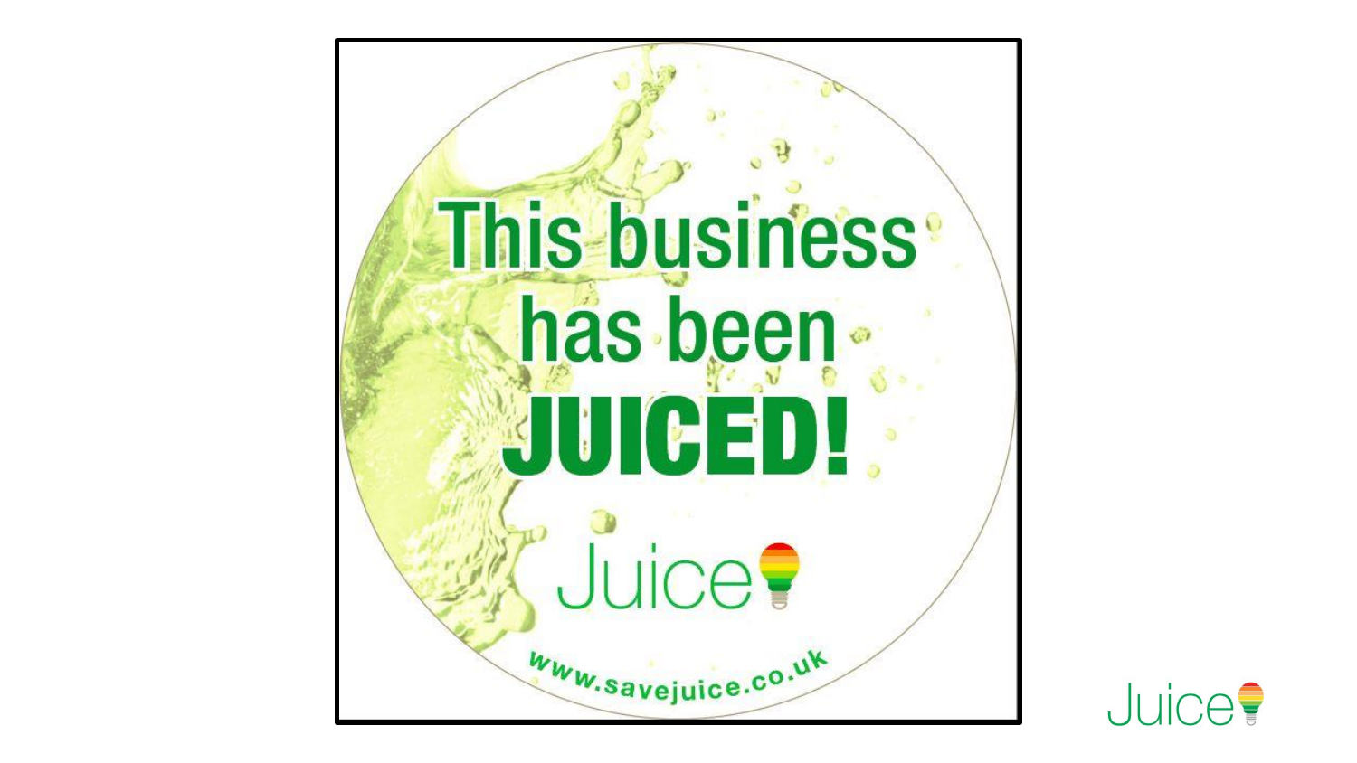This business has been JUICED!

Juice

www.savejuice.co.uk